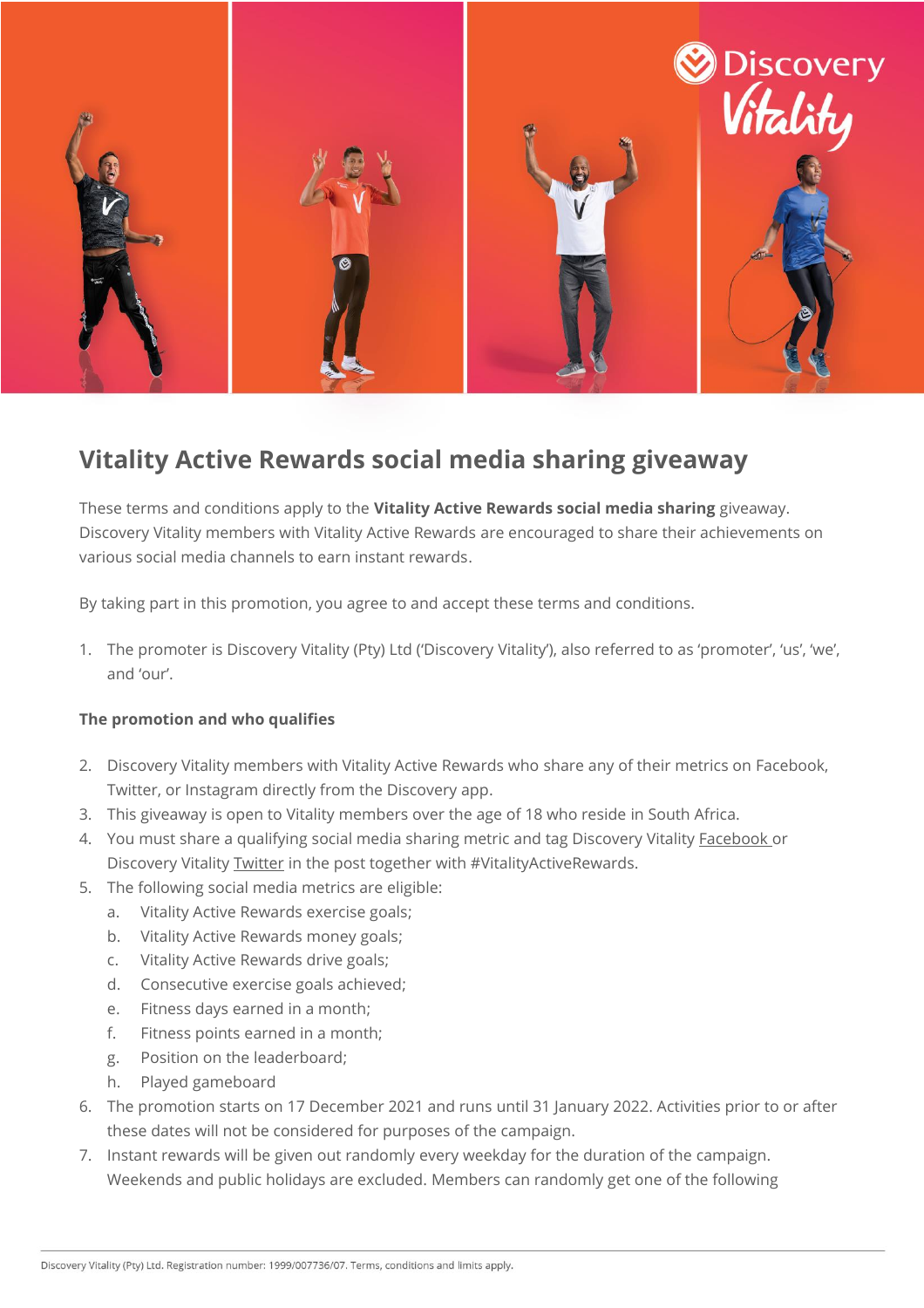# Vitality Active Rewards social media sharing giveaway

These terms and conditions apply to the **Vitality Active Rewards social media sharing** giveaway. Discovery Vitality members with Vitality Active Rewards are encouraged to share their achievements on various social media channels to earn instant rewards.

By taking part in this promotion, you agree to and accept these terms and conditions.

1. The promoter is Discovery Vitality (Pty) Ltd ('Discovery Vitality'), also referred to as 'promoter', 'us', 'we', and 'our'.

**The promotion and who qualifies**

2. Discovery Vitality members with Vitality Active Rewards who share any of their metrics on Facebook, Twitter, or Instagram directly from the Discovery app.
3. This giveaway is open to Vitality members over the age of 18 who reside in South Africa.
4. You must share a qualifying social media sharing metric and tag Discovery Vitality Facebook or Discovery Vitality Twitter in the post together with #VitalityActiveRewards.
5. The following social media metrics are eligible:
   a. Vitality Active Rewards exercise goals;
   b. Vitality Active Rewards money goals;
   c. Vitality Active Rewards drive goals;
   d. Consecutive exercise goals achieved;
   e. Fitness days earned in a month;
   f. Fitness points earned in a month;
   g. Position on the leaderboard;
   h. Played gameboard
6. The promotion starts on 17 December 2021 and runs until 31 January 2022. Activities prior to or after these dates will not be considered for purposes of the campaign.
7. Instant rewards will be given out randomly every weekday for the duration of the campaign. Weekends and public holidays are excluded. Members can randomly get one of the following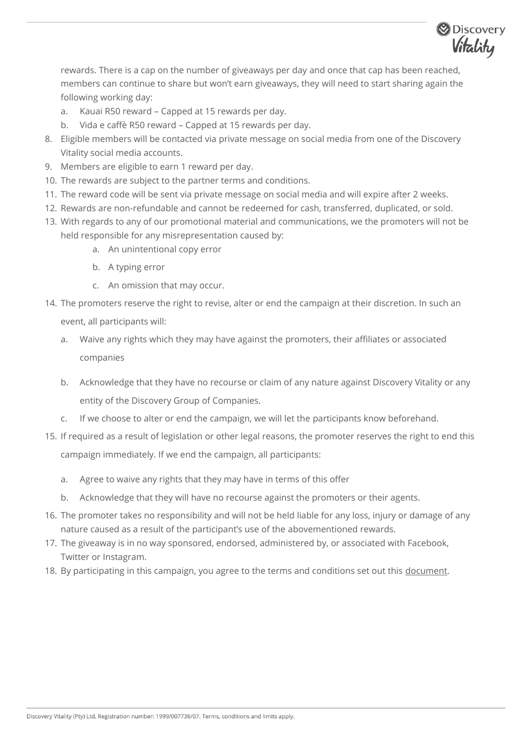rewards. There is a cap on the number of giveaways per day and once that cap has been reached, members can continue to share but won't earn giveaways, they will need to start sharing again the following working day:

   a. Kauai R50 reward – Capped at 15 rewards per day.
   b. Vida e caffè R50 reward – Capped at 15 rewards per day.

8. Eligible members will be contacted via private message on social media from one of the Discovery Vitality social media accounts.
9. Members are eligible to earn 1 reward per day.
10. The rewards are subject to the partner terms and conditions.
11. The reward code will be sent via private message on social media and will expire after 2 weeks.
12. Rewards are non-refundable and cannot be redeemed for cash, transferred, duplicated, or sold.
13. With regards to any of our promotional material and communications, we the promoters will not be held responsible for any misrepresentation caused by:
    a. An unintentional copy error
    b. A typing error
    c. An omission that may occur.
14. The promoters reserve the right to revise, alter or end the campaign at their discretion. In such an event, all participants will:
    a. Waive any rights which they may have against the promoters, their affiliates or associated companies
    b. Acknowledge that they have no recourse or claim of any nature against Discovery Vitality or any entity of the Discovery Group of Companies.
    c. If we choose to alter or end the campaign, we will let the participants know beforehand.
15. If required as a result of legislation or other legal reasons, the promoter reserves the right to end this campaign immediately. If we end the campaign, all participants:
    a. Agree to waive any rights that they may have in terms of this offer
    b. Acknowledge that they will have no recourse against the promoters or their agents.
16. The promoter takes no responsibility and will not be held liable for any loss, injury or damage of any nature caused as a result of the participant's use of the abovementioned rewards.
17. The giveaway is in no way sponsored, endorsed, administered by, or associated with Facebook, Twitter or Instagram.
18. By participating in this campaign, you agree to the terms and conditions set out this document.